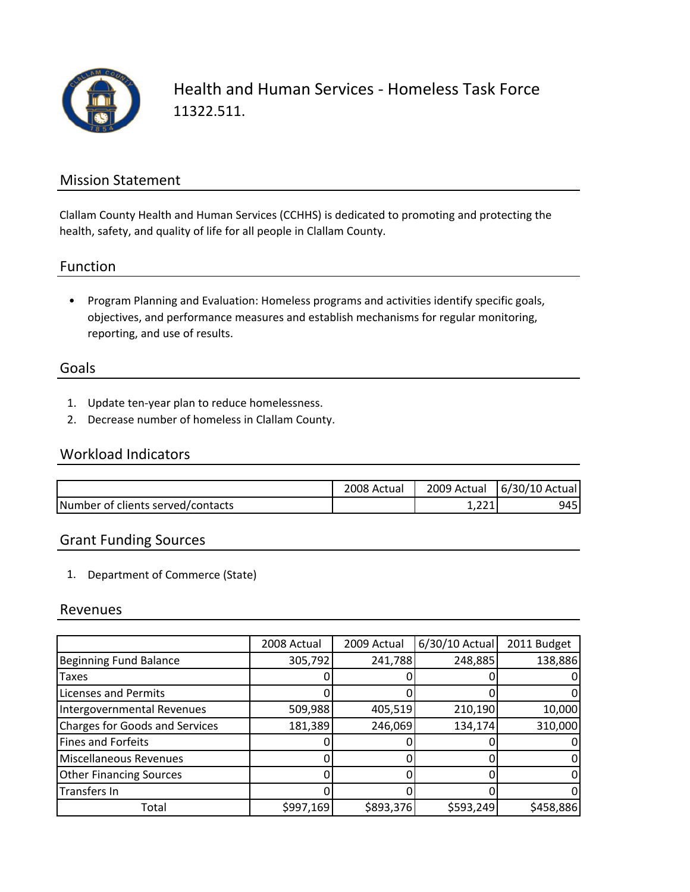# Health and Human Services - Homeless Task Force

11322.511.

## Mission Statement

Clallam County Health and Human Services (CCHHS) is dedicated to promoting and protecting the health, safety, and quality of life for all people in Clallam County.

## Function

- Program Planning and Evaluation: Homeless programs and activities identify specific goals, objectives, and performance measures and establish mechanisms for regular monitoring, reporting, and use of results.

## Goals

1. Update ten-year plan to reduce homelessness.
2. Decrease number of homeless in Clallam County.

## Workload Indicators

| | 2008 Actual | 2009 Actual | 6/30/10 Actual |
|---|---|---|---|
| Number of clients served/contacts | | 1,221 | 945 |

## Grant Funding Sources

1. Department of Commerce (State)

## Revenues

| | 2008 Actual | 2009 Actual | 6/30/10 Actual | 2011 Budget |
|---|---|---|---|---|
| Beginning Fund Balance | 305,792 | 241,788 | 248,885 | 138,886 |
| Taxes | 0 | 0 | 0 | 0 |
| Licenses and Permits | 0 | 0 | 0 | 0 |
| Intergovernmental Revenues | 509,988 | 405,519 | 210,190 | 10,000 |
| Charges for Goods and Services | 181,389 | 246,069 | 134,174 | 310,000 |
| Fines and Forfeits | 0 | 0 | 0 | 0 |
| Miscellaneous Revenues | 0 | 0 | 0 | 0 |
| Other Financing Sources | 0 | 0 | 0 | 0 |
| Transfers In | 0 | 0 | 0 | 0 |
| Total | $997,169 | $893,376 | $593,249 | $458,886 |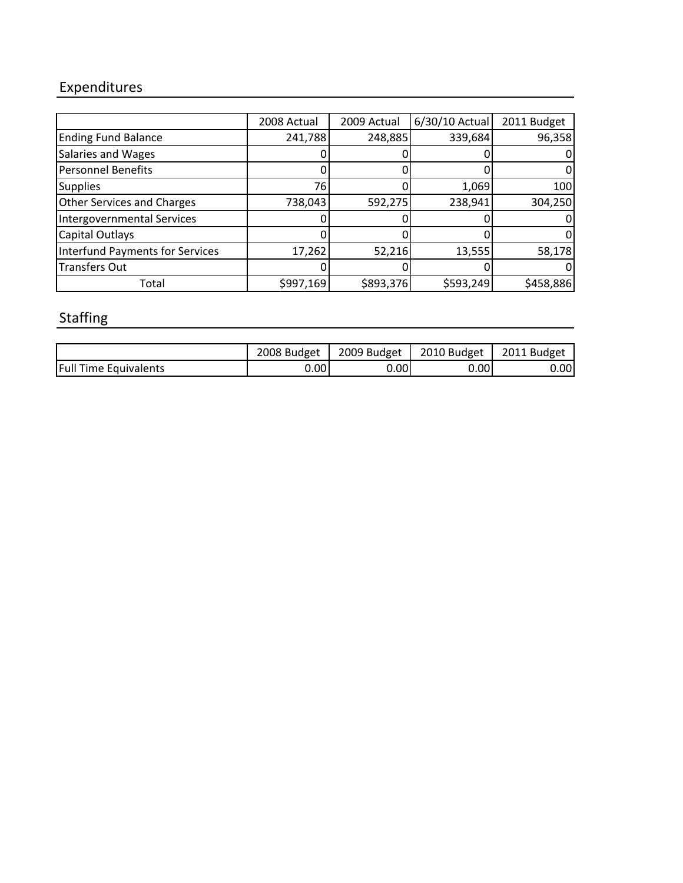## Expenditures

| | 2008 Actual | 2009 Actual | 6/30/10 Actual | 2011 Budget |
|---|---|---|---|---|
| Ending Fund Balance | 241,788 | 248,885 | 339,684 | 96,358 |
| Salaries and Wages | 0 | 0 | 0 | 0 |
| Personnel Benefits | 0 | 0 | 0 | 0 |
| Supplies | 76 | 0 | 1,069 | 100 |
| Other Services and Charges | 738,043 | 592,275 | 238,941 | 304,250 |
| Intergovernmental Services | 0 | 0 | 0 | 0 |
| Capital Outlays | 0 | 0 | 0 | 0 |
| Interfund Payments for Services | 17,262 | 52,216 | 13,555 | 58,178 |
| Transfers Out | 0 | 0 | 0 | 0 |
| Total | $997,169 | $893,376 | $593,249 | $458,886 |

## Staffing

| | 2008 Budget | 2009 Budget | 2010 Budget | 2011 Budget |
|---|---|---|---|---|
| Full Time Equivalents | 0.00 | 0.00 | 0.00 | 0.00 |